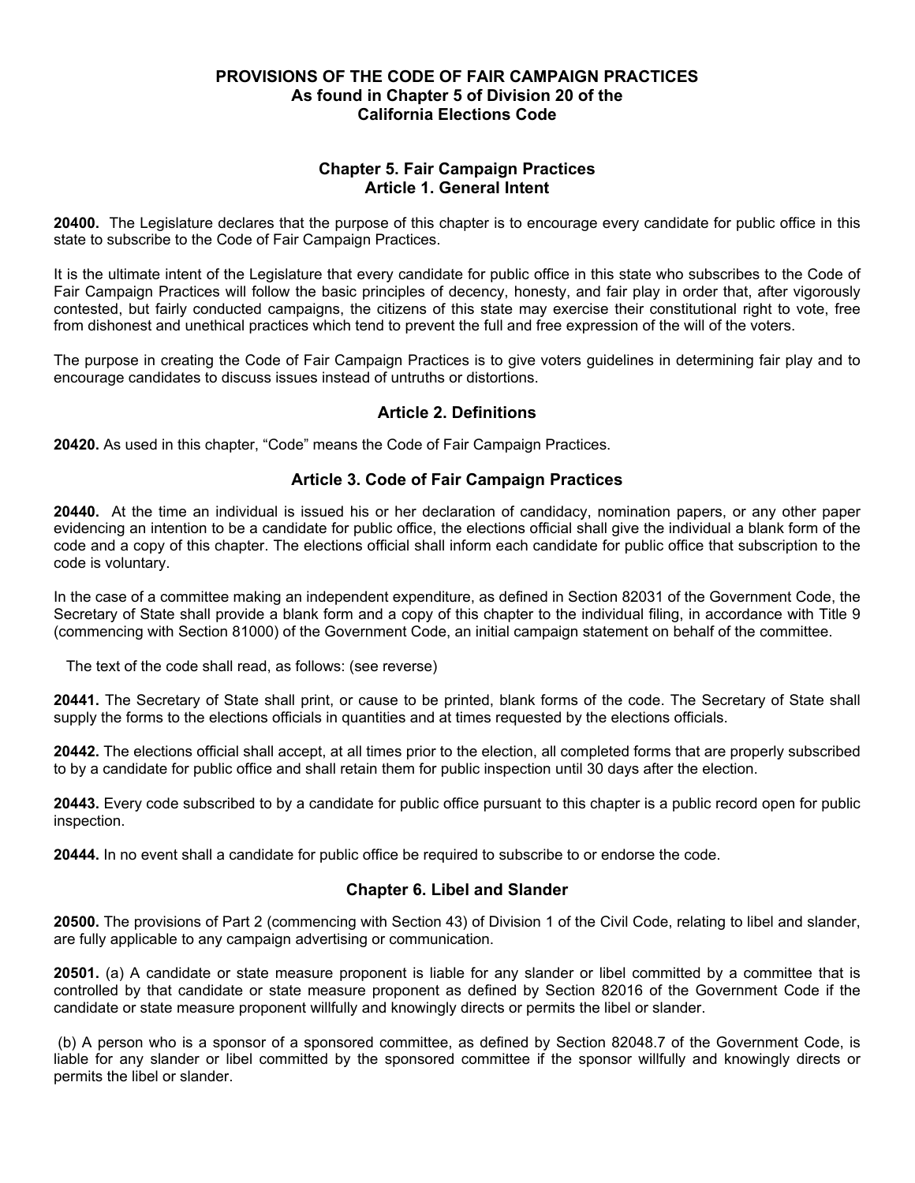# PROVISIONS OF THE CODE OF FAIR CAMPAIGN PRACTICES
## As found in Chapter 5 of Division 20 of the California Elections Code

## Chapter 5. Fair Campaign Practices
### Article 1. General Intent

**20400.** The Legislature declares that the purpose of this chapter is to encourage every candidate for public office in this state to subscribe to the Code of Fair Campaign Practices.

It is the ultimate intent of the Legislature that every candidate for public office in this state who subscribes to the Code of Fair Campaign Practices will follow the basic principles of decency, honesty, and fair play in order that, after vigorously contested, but fairly conducted campaigns, the citizens of this state may exercise their constitutional right to vote, free from dishonest and unethical practices which tend to prevent the full and free expression of the will of the voters.

The purpose in creating the Code of Fair Campaign Practices is to give voters guidelines in determining fair play and to encourage candidates to discuss issues instead of untruths or distortions.

### Article 2. Definitions

**20420.** As used in this chapter, "Code" means the Code of Fair Campaign Practices.

### Article 3. Code of Fair Campaign Practices

**20440.** At the time an individual is issued his or her declaration of candidacy, nomination papers, or any other paper evidencing an intention to be a candidate for public office, the elections official shall give the individual a blank form of the code and a copy of this chapter. The elections official shall inform each candidate for public office that subscription to the code is voluntary.

In the case of a committee making an independent expenditure, as defined in Section 82031 of the Government Code, the Secretary of State shall provide a blank form and a copy of this chapter to the individual filing, in accordance with Title 9 (commencing with Section 81000) of the Government Code, an initial campaign statement on behalf of the committee.

The text of the code shall read, as follows: (see reverse)

**20441.** The Secretary of State shall print, or cause to be printed, blank forms of the code. The Secretary of State shall supply the forms to the elections officials in quantities and at times requested by the elections officials.

**20442.** The elections official shall accept, at all times prior to the election, all completed forms that are properly subscribed to by a candidate for public office and shall retain them for public inspection until 30 days after the election.

**20443.** Every code subscribed to by a candidate for public office pursuant to this chapter is a public record open for public inspection.

**20444.** In no event shall a candidate for public office be required to subscribe to or endorse the code.

## Chapter 6. Libel and Slander

**20500.** The provisions of Part 2 (commencing with Section 43) of Division 1 of the Civil Code, relating to libel and slander, are fully applicable to any campaign advertising or communication.

**20501.** (a) A candidate or state measure proponent is liable for any slander or libel committed by a committee that is controlled by that candidate or state measure proponent as defined by Section 82016 of the Government Code if the candidate or state measure proponent willfully and knowingly directs or permits the libel or slander.

(b) A person who is a sponsor of a sponsored committee, as defined by Section 82048.7 of the Government Code, is liable for any slander or libel committed by the sponsored committee if the sponsor willfully and knowingly directs or permits the libel or slander.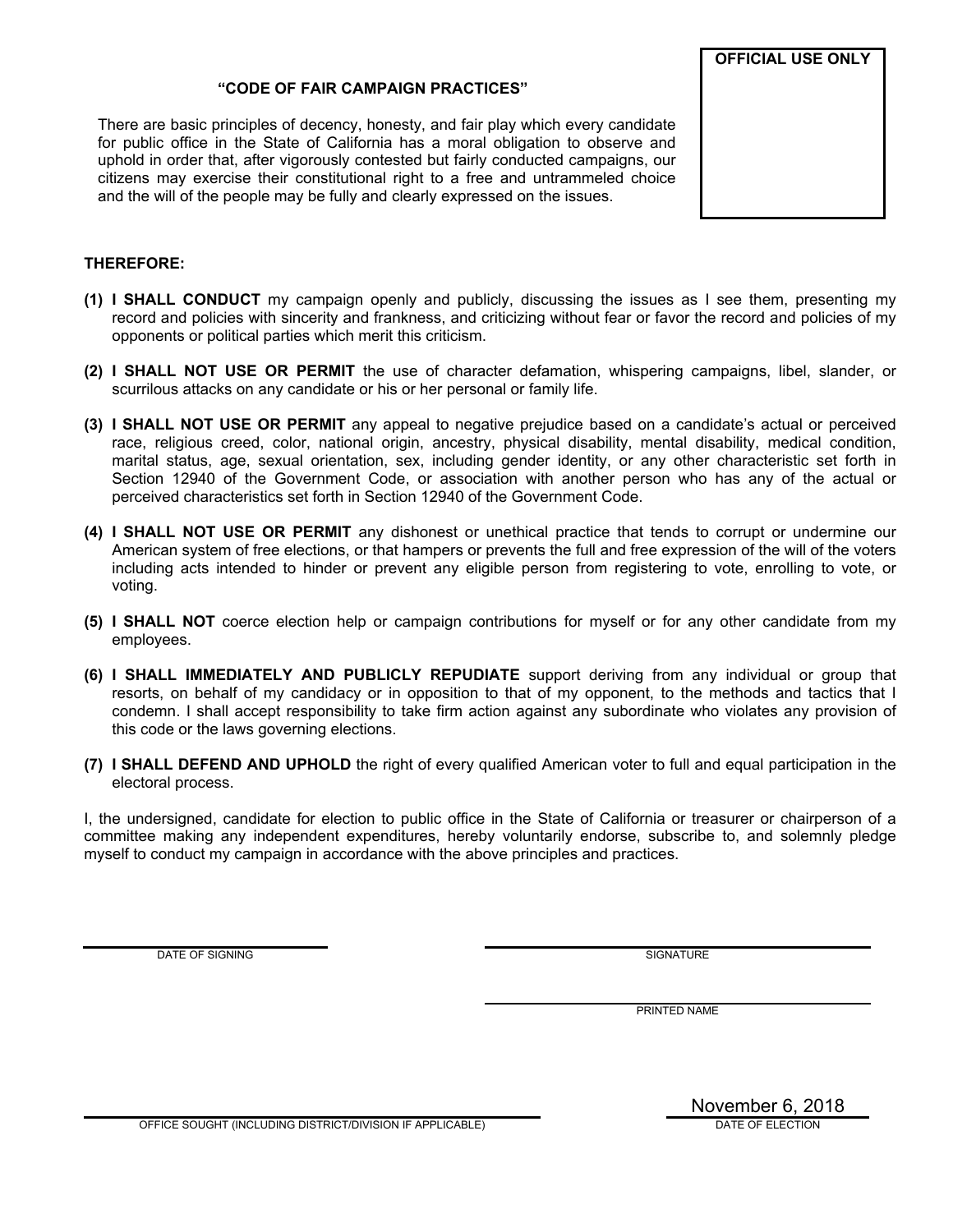**OFFICIAL USE ONLY**

## "CODE OF FAIR CAMPAIGN PRACTICES"

There are basic principles of decency, honesty, and fair play which every candidate for public office in the State of California has a moral obligation to observe and uphold in order that, after vigorously contested but fairly conducted campaigns, our citizens may exercise their constitutional right to a free and untrammeled choice and the will of the people may be fully and clearly expressed on the issues.

**THEREFORE:**

**(1) I SHALL CONDUCT** my campaign openly and publicly, discussing the issues as I see them, presenting my record and policies with sincerity and frankness, and criticizing without fear or favor the record and policies of my opponents or political parties which merit this criticism.

**(2) I SHALL NOT USE OR PERMIT** the use of character defamation, whispering campaigns, libel, slander, or scurrilous attacks on any candidate or his or her personal or family life.

**(3) I SHALL NOT USE OR PERMIT** any appeal to negative prejudice based on a candidate's actual or perceived race, religious creed, color, national origin, ancestry, physical disability, mental disability, medical condition, marital status, age, sexual orientation, sex, including gender identity, or any other characteristic set forth in Section 12940 of the Government Code, or association with another person who has any of the actual or perceived characteristics set forth in Section 12940 of the Government Code.

**(4) I SHALL NOT USE OR PERMIT** any dishonest or unethical practice that tends to corrupt or undermine our American system of free elections, or that hampers or prevents the full and free expression of the will of the voters including acts intended to hinder or prevent any eligible person from registering to vote, enrolling to vote, or voting.

**(5) I SHALL NOT** coerce election help or campaign contributions for myself or for any other candidate from my employees.

**(6) I SHALL IMMEDIATELY AND PUBLICLY REPUDIATE** support deriving from any individual or group that resorts, on behalf of my candidacy or in opposition to that of my opponent, to the methods and tactics that I condemn. I shall accept responsibility to take firm action against any subordinate who violates any provision of this code or the laws governing elections.

**(7) I SHALL DEFEND AND UPHOLD** the right of every qualified American voter to full and equal participation in the electoral process.

I, the undersigned, candidate for election to public office in the State of California or treasurer or chairperson of a committee making any independent expenditures, hereby voluntarily endorse, subscribe to, and solemnly pledge myself to conduct my campaign in accordance with the above principles and practices.

______________________ DATE OF SIGNING

______________________ SIGNATURE

______________________ PRINTED NAME

______________________ OFFICE SOUGHT (INCLUDING DISTRICT/DIVISION IF APPLICABLE)

November 6, 2018
DATE OF ELECTION